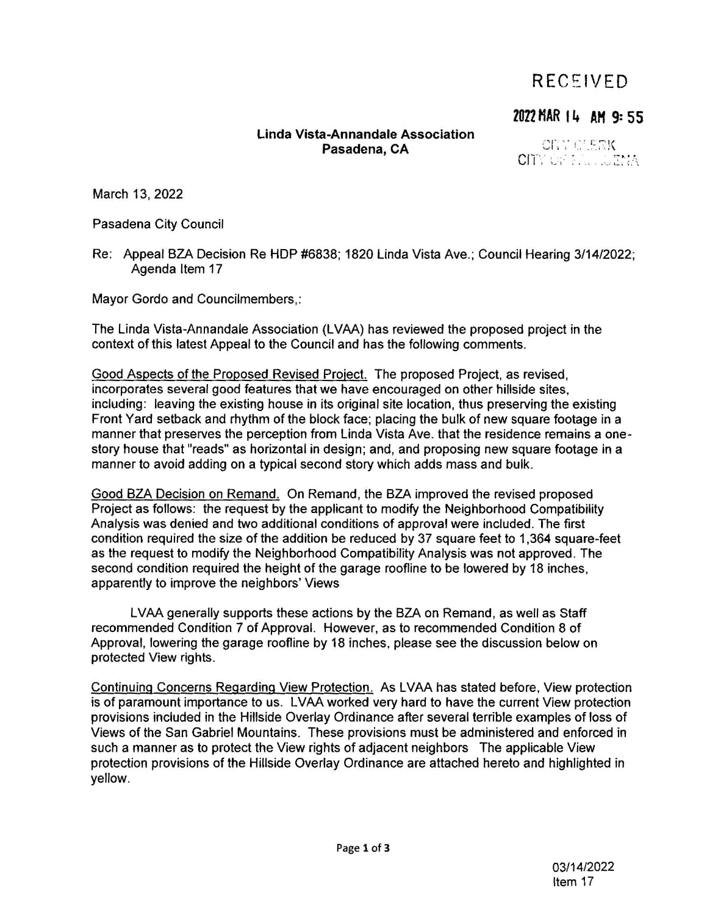RECEIVED

2022 MAR 14 AM 9:55

CITY CLERK
CITY OF PASADENA

**Linda Vista-Annandale Association**
**Pasadena, CA**

March 13, 2022

Pasadena City Council

Re: Appeal BZA Decision Re HDP #6838; 1820 Linda Vista Ave.; Council Hearing 3/14/2022; Agenda Item 17

Mayor Gordo and Councilmembers,:

The Linda Vista-Annandale Association (LVAA) has reviewed the proposed project in the context of this latest Appeal to the Council and has the following comments.

Good Aspects of the Proposed Revised Project. The proposed Project, as revised, incorporates several good features that we have encouraged on other hillside sites, including: leaving the existing house in its original site location, thus preserving the existing Front Yard setback and rhythm of the block face; placing the bulk of new square footage in a manner that preserves the perception from Linda Vista Ave. that the residence remains a one-story house that "reads" as horizontal in design; and, and proposing new square footage in a manner to avoid adding on a typical second story which adds mass and bulk.

Good BZA Decision on Remand. On Remand, the BZA improved the revised proposed Project as follows: the request by the applicant to modify the Neighborhood Compatibility Analysis was denied and two additional conditions of approval were included. The first condition required the size of the addition be reduced by 37 square feet to 1,364 square-feet as the request to modify the Neighborhood Compatibility Analysis was not approved. The second condition required the height of the garage roofline to be lowered by 18 inches, apparently to improve the neighbors' Views

LVAA generally supports these actions by the BZA on Remand, as well as Staff recommended Condition 7 of Approval. However, as to recommended Condition 8 of Approval, lowering the garage roofline by 18 inches, please see the discussion below on protected View rights.

Continuing Concerns Regarding View Protection. As LVAA has stated before, View protection is of paramount importance to us. LVAA worked very hard to have the current View protection provisions included in the Hillside Overlay Ordinance after several terrible examples of loss of Views of the San Gabriel Mountains. These provisions must be administered and enforced in such a manner as to protect the View rights of adjacent neighbors The applicable View protection provisions of the Hillside Overlay Ordinance are attached hereto and highlighted in yellow.

03/14/2022
Item 17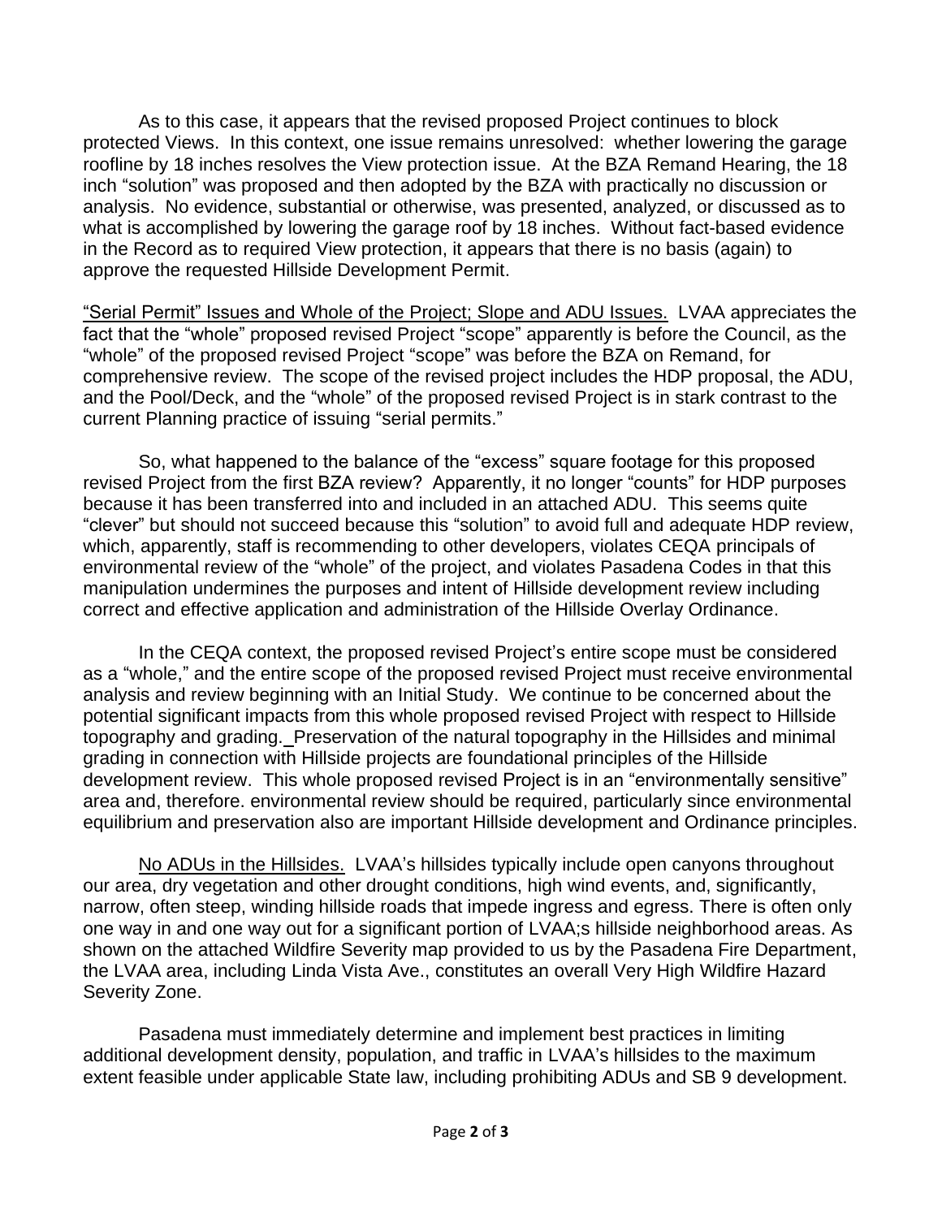As to this case, it appears that the revised proposed Project continues to block protected Views. In this context, one issue remains unresolved: whether lowering the garage roofline by 18 inches resolves the View protection issue. At the BZA Remand Hearing, the 18 inch "solution" was proposed and then adopted by the BZA with practically no discussion or analysis. No evidence, substantial or otherwise, was presented, analyzed, or discussed as to what is accomplished by lowering the garage roof by 18 inches. Without fact-based evidence in the Record as to required View protection, it appears that there is no basis (again) to approve the requested Hillside Development Permit.

<u>"Serial Permit" Issues and Whole of the Project; Slope and ADU Issues.</u> LVAA appreciates the fact that the "whole" proposed revised Project "scope" apparently is before the Council, as the "whole" of the proposed revised Project "scope" was before the BZA on Remand, for comprehensive review. The scope of the revised project includes the HDP proposal, the ADU, and the Pool/Deck, and the "whole" of the proposed revised Project is in stark contrast to the current Planning practice of issuing "serial permits."

So, what happened to the balance of the "excess" square footage for this proposed revised Project from the first BZA review? Apparently, it no longer "counts" for HDP purposes because it has been transferred into and included in an attached ADU. This seems quite "clever" but should not succeed because this "solution" to avoid full and adequate HDP review, which, apparently, staff is recommending to other developers, violates CEQA principals of environmental review of the "whole" of the project, and violates Pasadena Codes in that this manipulation undermines the purposes and intent of Hillside development review including correct and effective application and administration of the Hillside Overlay Ordinance.

In the CEQA context, the proposed revised Project's entire scope must be considered as a "whole," and the entire scope of the proposed revised Project must receive environmental analysis and review beginning with an Initial Study. We continue to be concerned about the potential significant impacts from this whole proposed revised Project with respect to Hillside topography and grading. Preservation of the natural topography in the Hillsides and minimal grading in connection with Hillside projects are foundational principles of the Hillside development review. This whole proposed revised Project is in an "environmentally sensitive" area and, therefore. environmental review should be required, particularly since environmental equilibrium and preservation also are important Hillside development and Ordinance principles.

<u>No ADUs in the Hillsides.</u> LVAA's hillsides typically include open canyons throughout our area, dry vegetation and other drought conditions, high wind events, and, significantly, narrow, often steep, winding hillside roads that impede ingress and egress. There is often only one way in and one way out for a significant portion of LVAA;s hillside neighborhood areas. As shown on the attached Wildfire Severity map provided to us by the Pasadena Fire Department, the LVAA area, including Linda Vista Ave., constitutes an overall Very High Wildfire Hazard Severity Zone.

Pasadena must immediately determine and implement best practices in limiting additional development density, population, and traffic in LVAA's hillsides to the maximum extent feasible under applicable State law, including prohibiting ADUs and SB 9 development.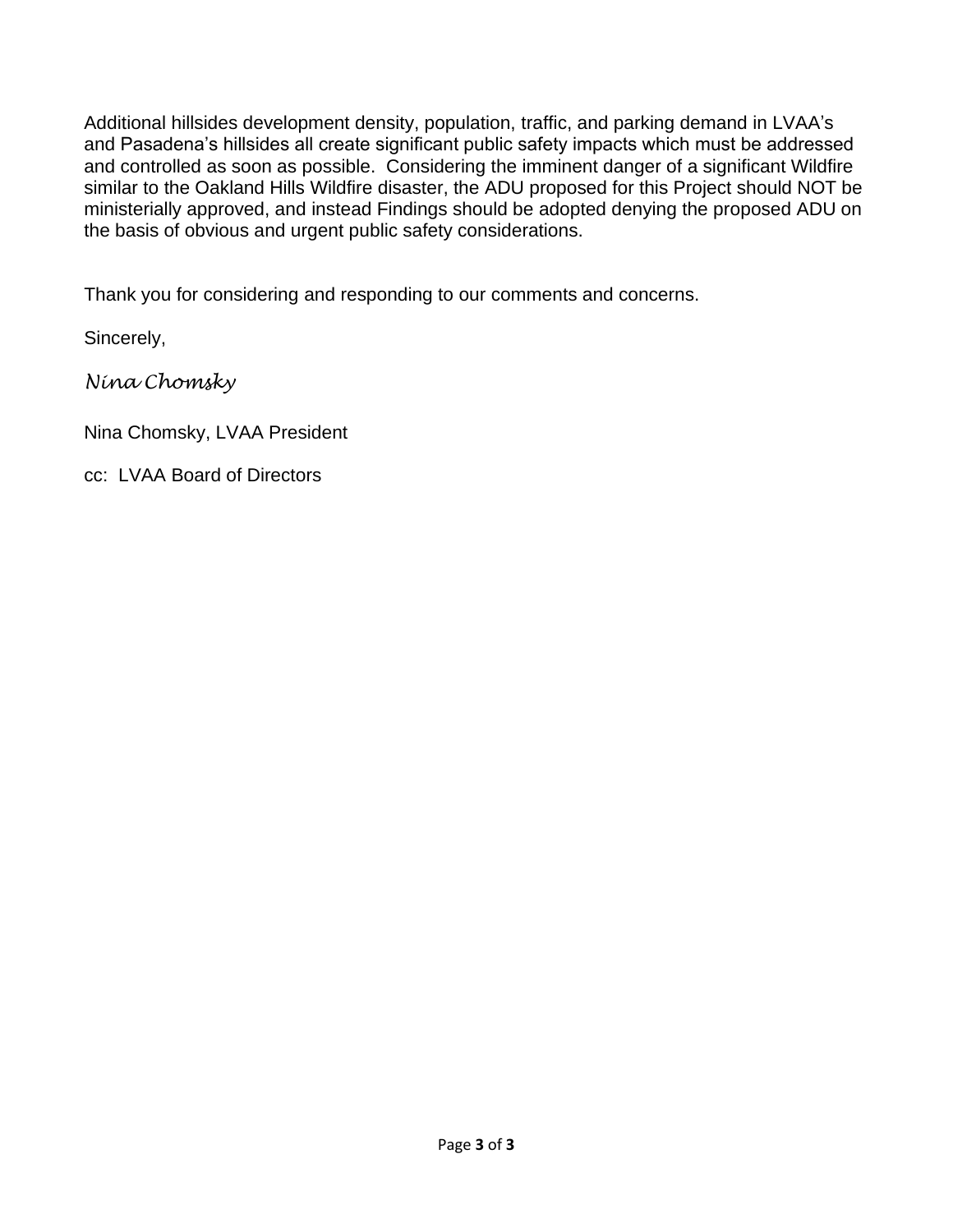Additional hillsides development density, population, traffic, and parking demand in LVAA's and Pasadena's hillsides all create significant public safety impacts which must be addressed and controlled as soon as possible. Considering the imminent danger of a significant Wildfire similar to the Oakland Hills Wildfire disaster, the ADU proposed for this Project should NOT be ministerially approved, and instead Findings should be adopted denying the proposed ADU on the basis of obvious and urgent public safety considerations.

Thank you for considering and responding to our comments and concerns.

Sincerely,

*Nina Chomsky*

Nina Chomsky, LVAA President

cc: LVAA Board of Directors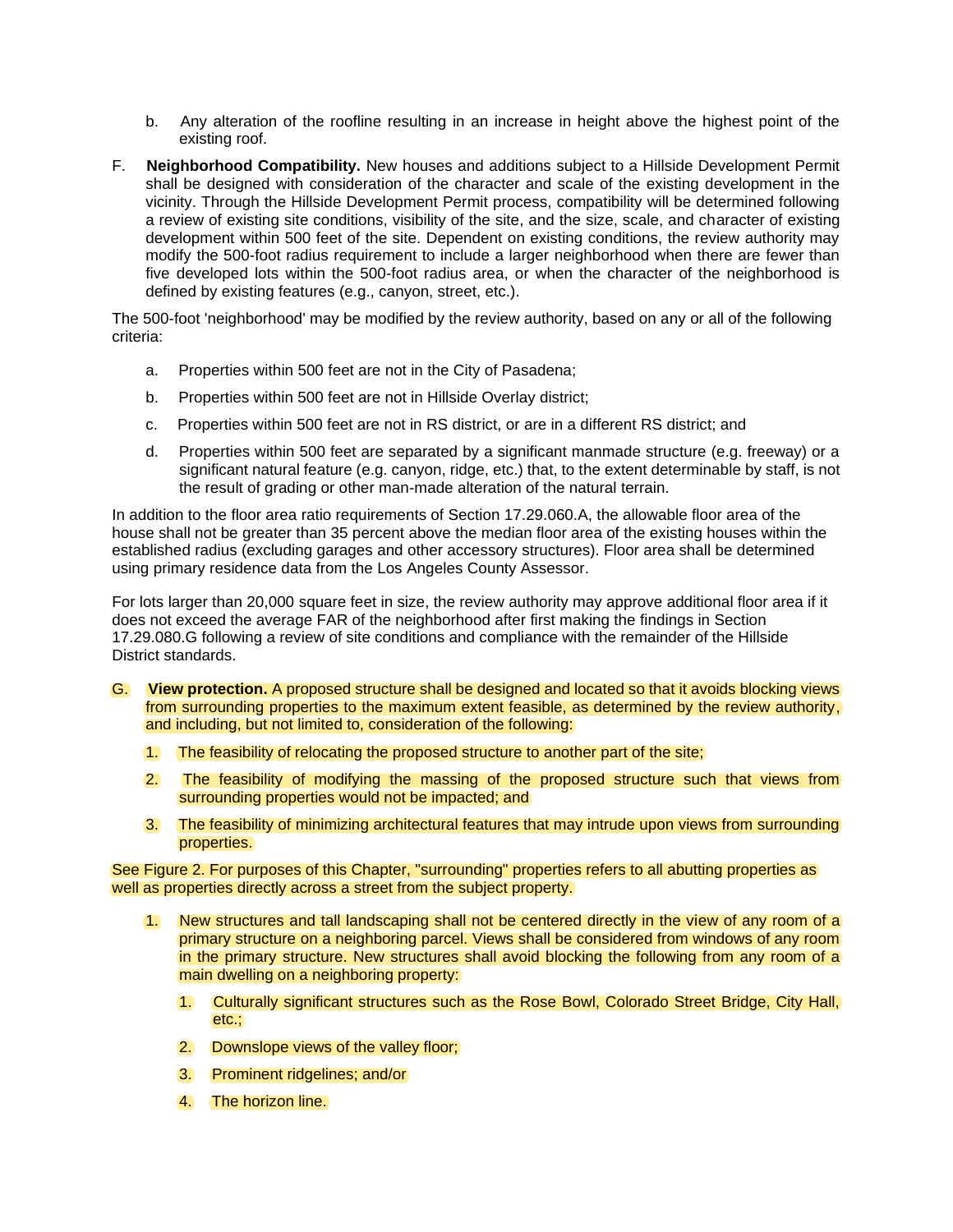b. Any alteration of the roofline resulting in an increase in height above the highest point of the existing roof.

F. **Neighborhood Compatibility.** New houses and additions subject to a Hillside Development Permit shall be designed with consideration of the character and scale of the existing development in the vicinity. Through the Hillside Development Permit process, compatibility will be determined following a review of existing site conditions, visibility of the site, and the size, scale, and character of existing development within 500 feet of the site. Dependent on existing conditions, the review authority may modify the 500-foot radius requirement to include a larger neighborhood when there are fewer than five developed lots within the 500-foot radius area, or when the character of the neighborhood is defined by existing features (e.g., canyon, street, etc.).

The 500-foot 'neighborhood' may be modified by the review authority, based on any or all of the following criteria:

a. Properties within 500 feet are not in the City of Pasadena;

b. Properties within 500 feet are not in Hillside Overlay district;

c. Properties within 500 feet are not in RS district, or are in a different RS district; and

d. Properties within 500 feet are separated by a significant manmade structure (e.g. freeway) or a significant natural feature (e.g. canyon, ridge, etc.) that, to the extent determinable by staff, is not the result of grading or other man-made alteration of the natural terrain.

In addition to the floor area ratio requirements of Section 17.29.060.A, the allowable floor area of the house shall not be greater than 35 percent above the median floor area of the existing houses within the established radius (excluding garages and other accessory structures). Floor area shall be determined using primary residence data from the Los Angeles County Assessor.

For lots larger than 20,000 square feet in size, the review authority may approve additional floor area if it does not exceed the average FAR of the neighborhood after first making the findings in Section 17.29.080.G following a review of site conditions and compliance with the remainder of the Hillside District standards.

G. **View protection.** A proposed structure shall be designed and located so that it avoids blocking views from surrounding properties to the maximum extent feasible, as determined by the review authority, and including, but not limited to, consideration of the following:

1. The feasibility of relocating the proposed structure to another part of the site;

2. The feasibility of modifying the massing of the proposed structure such that views from surrounding properties would not be impacted; and

3. The feasibility of minimizing architectural features that may intrude upon views from surrounding properties.

See Figure 2. For purposes of this Chapter, "surrounding" properties refers to all abutting properties as well as properties directly across a street from the subject property.

1. New structures and tall landscaping shall not be centered directly in the view of any room of a primary structure on a neighboring parcel. Views shall be considered from windows of any room in the primary structure. New structures shall avoid blocking the following from any room of a main dwelling on a neighboring property:

   1. Culturally significant structures such as the Rose Bowl, Colorado Street Bridge, City Hall, etc.;

   2. Downslope views of the valley floor;

   3. Prominent ridgelines; and/or

   4. The horizon line.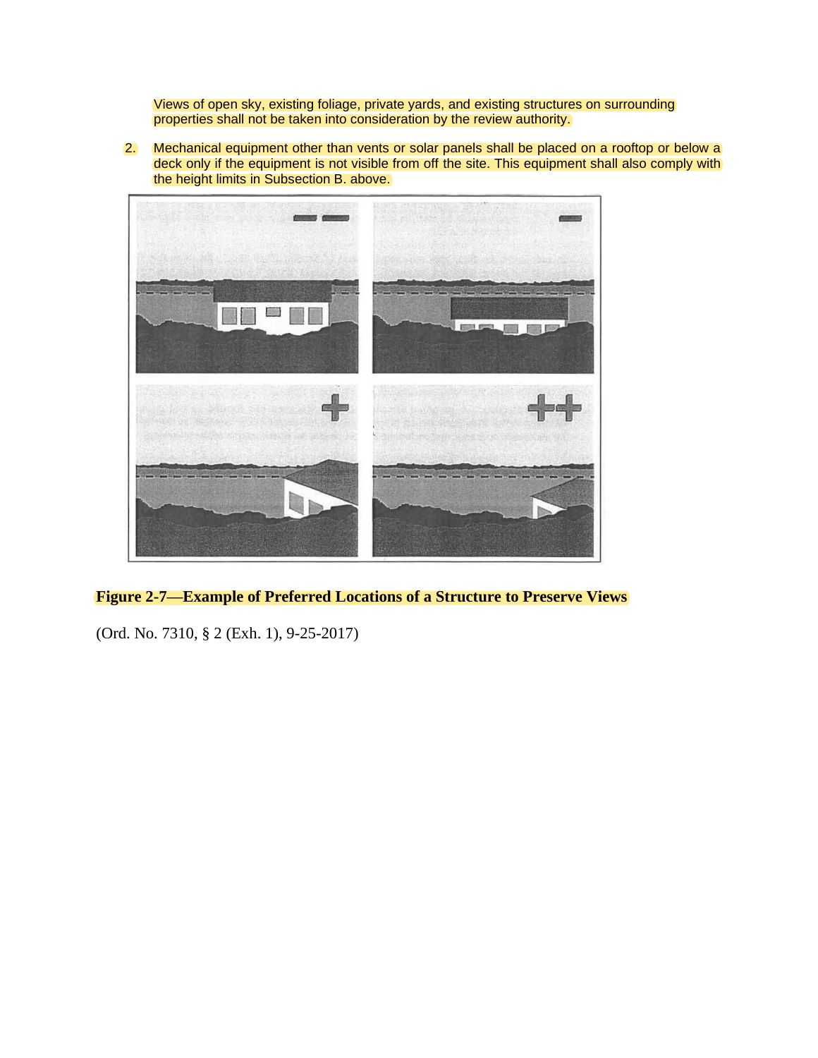Views of open sky, existing foliage, private yards, and existing structures on surrounding properties shall not be taken into consideration by the review authority.

2. Mechanical equipment other than vents or solar panels shall be placed on a rooftop or below a deck only if the equipment is not visible from off the site. This equipment shall also comply with the height limits in Subsection B. above.

**Figure 2-7—Example of Preferred Locations of a Structure to Preserve Views**

(Ord. No. 7310, § 2 (Exh. 1), 9-25-2017)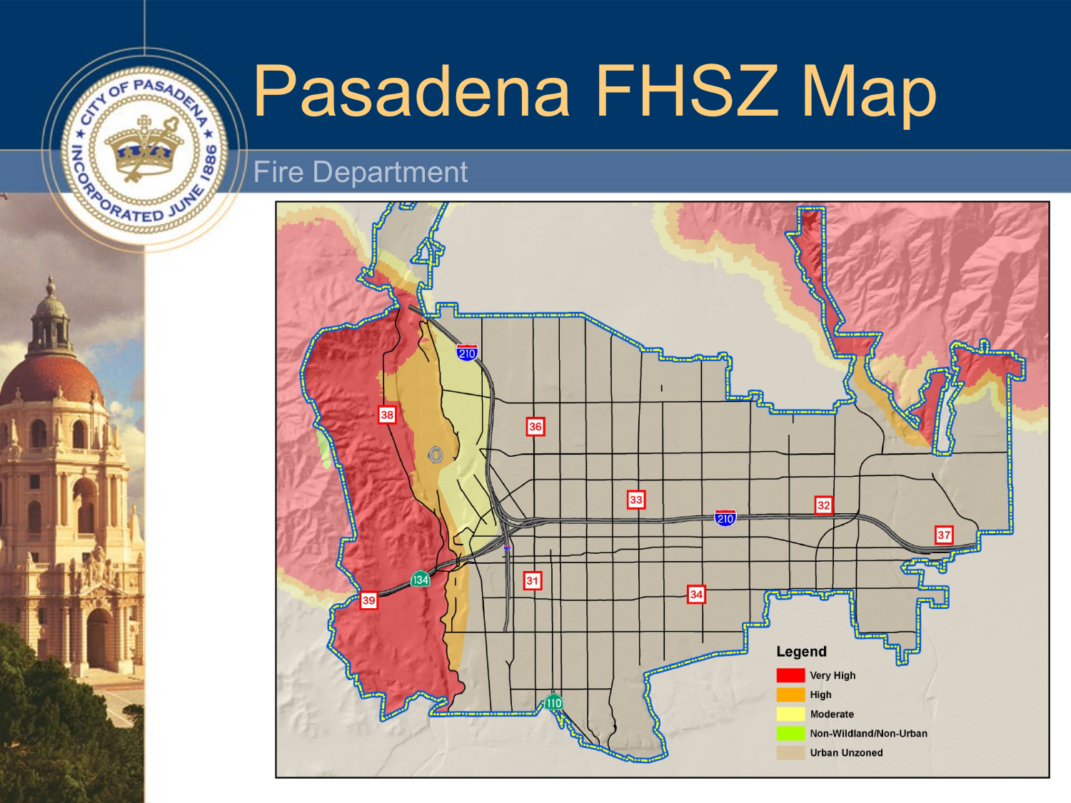# Pasadena FHSZ Map

## Fire Department

Legend

- Very High
- High
- Moderate
- Non-Wildland/Non-Urban
- Urban Unzoned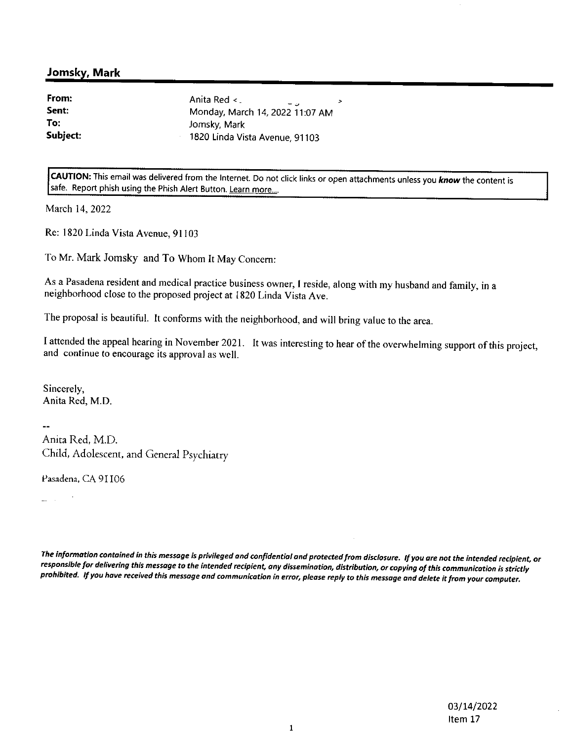## Jomsky, Mark

**From:** Anita Red <

**Sent:** Monday, March 14, 2022 11:07 AM

**To:** Jomsky, Mark

**Subject:** 1820 Linda Vista Avenue, 91103

**CAUTION:** This email was delivered from the Internet. Do not click links or open attachments unless you ***know*** the content is safe. Report phish using the Phish Alert Button. Learn more....

March 14, 2022

Re: 1820 Linda Vista Avenue, 91103

To Mr. Mark Jomsky and To Whom It May Concern:

As a Pasadena resident and medical practice business owner, I reside, along with my husband and family, in a neighborhood close to the proposed project at 1820 Linda Vista Ave.

The proposal is beautiful. It conforms with the neighborhood, and will bring value to the area.

I attended the appeal hearing in November 2021. It was interesting to hear of the overwhelming support of this project, and continue to encourage its approval as well.

Sincerely,
Anita Red, M.D.

--
Anita Red, M.D.
Child, Adolescent, and General Psychiatry

Pasadena, CA 91106

***The information contained in this message is privileged and confidential and protected from disclosure. If you are not the intended recipient, or responsible for delivering this message to the intended recipient, any dissemination, distribution, or copying of this communication is strictly prohibited. If you have received this message and communication in error, please reply to this message and delete it from your computer.***

03/14/2022
Item 17